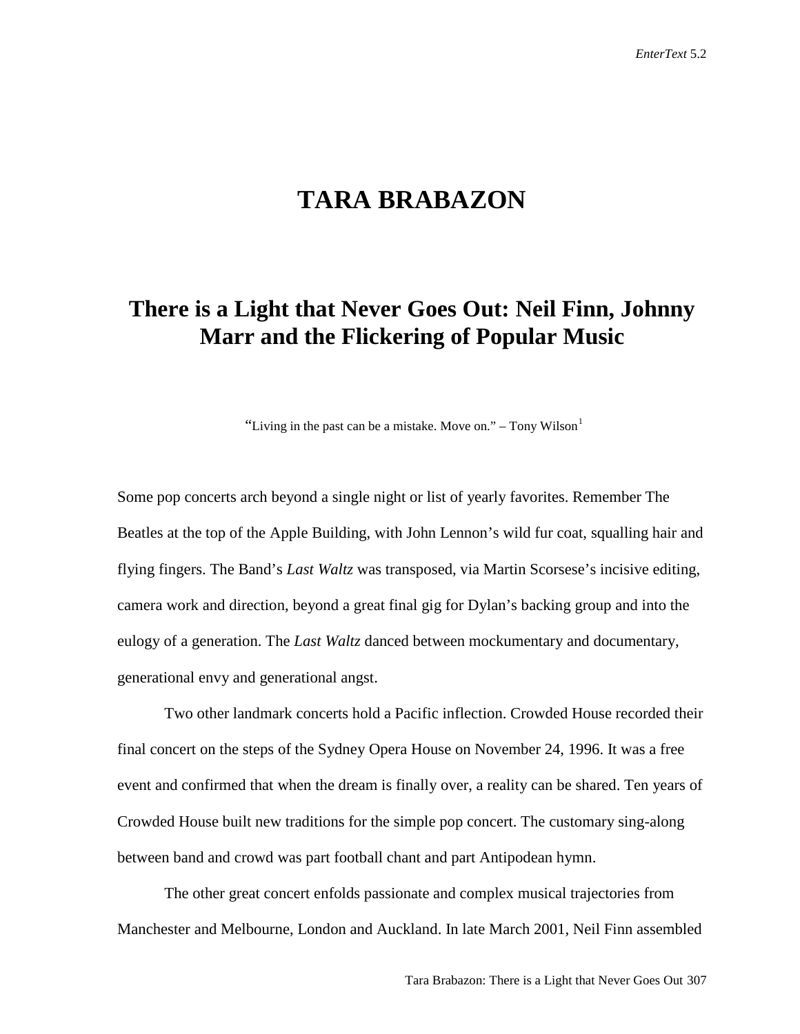# TARA BRABAZON

## There is a Light that Never Goes Out: Neil Finn, Johnny Marr and the Flickering of Popular Music

"Living in the past can be a mistake. Move on." – Tony Wilson[1]

Some pop concerts arch beyond a single night or list of yearly favorites. Remember The Beatles at the top of the Apple Building, with John Lennon's wild fur coat, squalling hair and flying fingers. The Band's *Last Waltz* was transposed, via Martin Scorsese's incisive editing, camera work and direction, beyond a great final gig for Dylan's backing group and into the eulogy of a generation. The *Last Waltz* danced between mockumentary and documentary, generational envy and generational angst.

Two other landmark concerts hold a Pacific inflection. Crowded House recorded their final concert on the steps of the Sydney Opera House on November 24, 1996. It was a free event and confirmed that when the dream is finally over, a reality can be shared. Ten years of Crowded House built new traditions for the simple pop concert. The customary sing-along between band and crowd was part football chant and part Antipodean hymn.

The other great concert enfolds passionate and complex musical trajectories from Manchester and Melbourne, London and Auckland. In late March 2001, Neil Finn assembled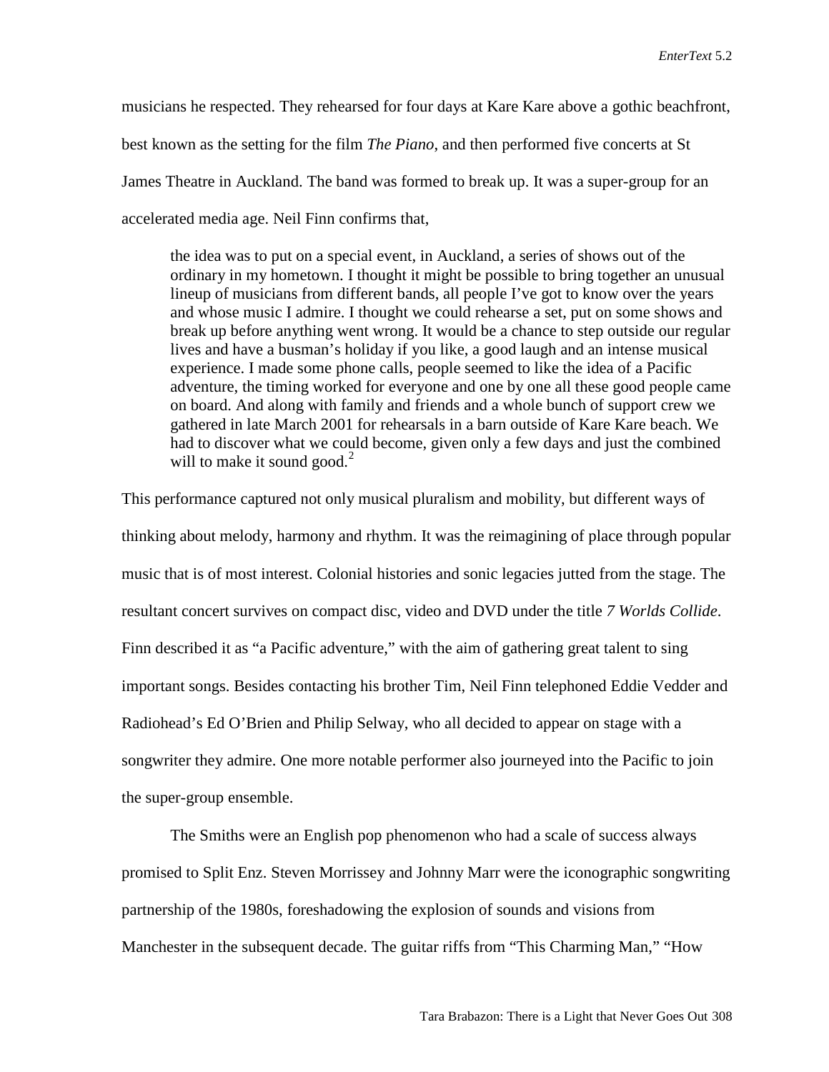musicians he respected. They rehearsed for four days at Kare Kare above a gothic beachfront, best known as the setting for the film *The Piano*, and then performed five concerts at St James Theatre in Auckland. The band was formed to break up. It was a super-group for an accelerated media age. Neil Finn confirms that,

> the idea was to put on a special event, in Auckland, a series of shows out of the ordinary in my hometown. I thought it might be possible to bring together an unusual lineup of musicians from different bands, all people I've got to know over the years and whose music I admire. I thought we could rehearse a set, put on some shows and break up before anything went wrong. It would be a chance to step outside our regular lives and have a busman's holiday if you like, a good laugh and an intense musical experience. I made some phone calls, people seemed to like the idea of a Pacific adventure, the timing worked for everyone and one by one all these good people came on board. And along with family and friends and a whole bunch of support crew we gathered in late March 2001 for rehearsals in a barn outside of Kare Kare beach. We had to discover what we could become, given only a few days and just the combined will to make it sound good.[2]

This performance captured not only musical pluralism and mobility, but different ways of thinking about melody, harmony and rhythm. It was the reimagining of place through popular music that is of most interest. Colonial histories and sonic legacies jutted from the stage. The resultant concert survives on compact disc, video and DVD under the title *7 Worlds Collide*. Finn described it as "a Pacific adventure," with the aim of gathering great talent to sing important songs. Besides contacting his brother Tim, Neil Finn telephoned Eddie Vedder and Radiohead's Ed O'Brien and Philip Selway, who all decided to appear on stage with a songwriter they admire. One more notable performer also journeyed into the Pacific to join the super-group ensemble.

The Smiths were an English pop phenomenon who had a scale of success always promised to Split Enz. Steven Morrissey and Johnny Marr were the iconographic songwriting partnership of the 1980s, foreshadowing the explosion of sounds and visions from Manchester in the subsequent decade. The guitar riffs from "This Charming Man," "How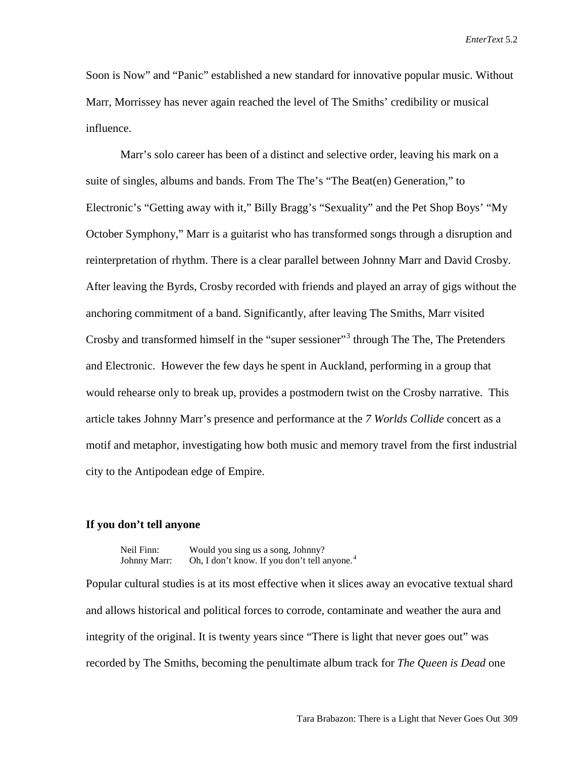Soon is Now" and "Panic" established a new standard for innovative popular music. Without Marr, Morrissey has never again reached the level of The Smiths' credibility or musical influence.

Marr's solo career has been of a distinct and selective order, leaving his mark on a suite of singles, albums and bands. From The The's "The Beat(en) Generation," to Electronic's "Getting away with it," Billy Bragg's "Sexuality" and the Pet Shop Boys' "My October Symphony," Marr is a guitarist who has transformed songs through a disruption and reinterpretation of rhythm. There is a clear parallel between Johnny Marr and David Crosby. After leaving the Byrds, Crosby recorded with friends and played an array of gigs without the anchoring commitment of a band. Significantly, after leaving The Smiths, Marr visited Crosby and transformed himself in the "super sessioner"[3] through The The, The Pretenders and Electronic. However the few days he spent in Auckland, performing in a group that would rehearse only to break up, provides a postmodern twist on the Crosby narrative. This article takes Johnny Marr's presence and performance at the *7 Worlds Collide* concert as a motif and metaphor, investigating how both music and memory travel from the first industrial city to the Antipodean edge of Empire.

### If you don't tell anyone

> Neil Finn: Would you sing us a song, Johnny?
> Johnny Marr: Oh, I don't know. If you don't tell anyone.[4]

Popular cultural studies is at its most effective when it slices away an evocative textual shard and allows historical and political forces to corrode, contaminate and weather the aura and integrity of the original. It is twenty years since "There is light that never goes out" was recorded by The Smiths, becoming the penultimate album track for *The Queen is Dead* one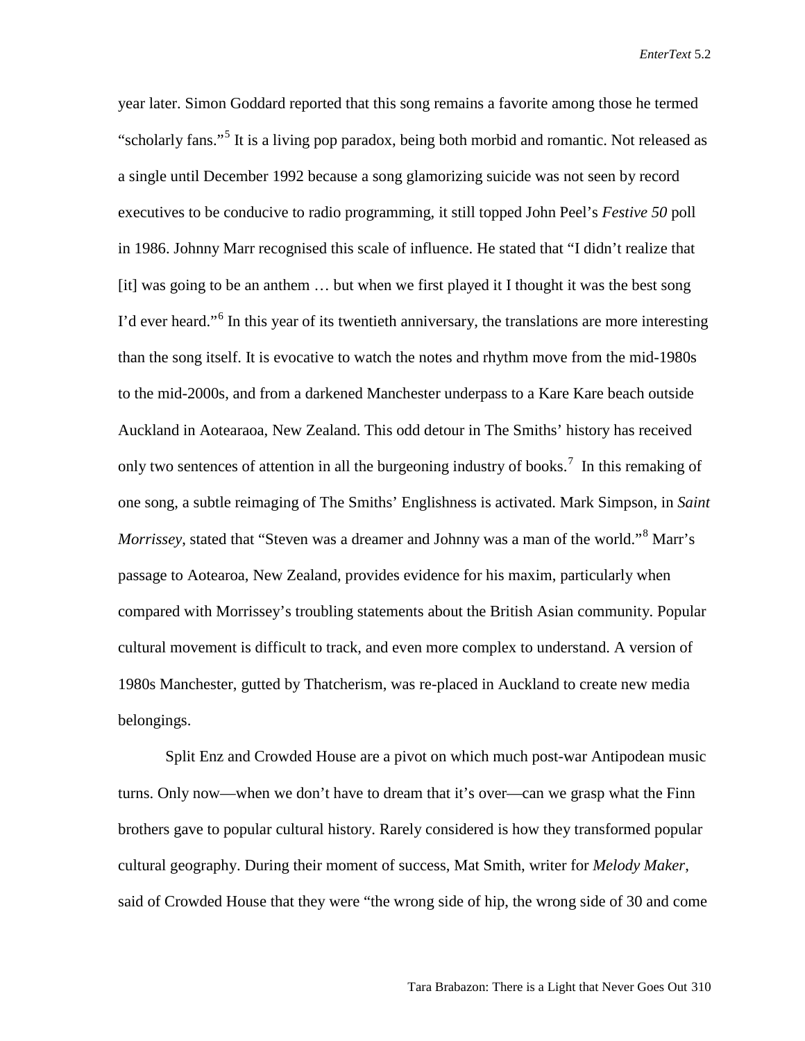year later. Simon Goddard reported that this song remains a favorite among those he termed "scholarly fans."[5] It is a living pop paradox, being both morbid and romantic. Not released as a single until December 1992 because a song glamorizing suicide was not seen by record executives to be conducive to radio programming, it still topped John Peel's *Festive 50* poll in 1986. Johnny Marr recognised this scale of influence. He stated that "I didn't realize that [it] was going to be an anthem … but when we first played it I thought it was the best song I'd ever heard."[6] In this year of its twentieth anniversary, the translations are more interesting than the song itself. It is evocative to watch the notes and rhythm move from the mid-1980s to the mid-2000s, and from a darkened Manchester underpass to a Kare Kare beach outside Auckland in Aotearaoa, New Zealand. This odd detour in The Smiths' history has received only two sentences of attention in all the burgeoning industry of books.[7] In this remaking of one song, a subtle reimaging of The Smiths' Englishness is activated. Mark Simpson, in *Saint Morrissey*, stated that "Steven was a dreamer and Johnny was a man of the world."[8] Marr's passage to Aotearoa, New Zealand, provides evidence for his maxim, particularly when compared with Morrissey's troubling statements about the British Asian community. Popular cultural movement is difficult to track, and even more complex to understand. A version of 1980s Manchester, gutted by Thatcherism, was re-placed in Auckland to create new media belongings.

Split Enz and Crowded House are a pivot on which much post-war Antipodean music turns. Only now—when we don't have to dream that it's over—can we grasp what the Finn brothers gave to popular cultural history. Rarely considered is how they transformed popular cultural geography. During their moment of success, Mat Smith, writer for *Melody Maker*, said of Crowded House that they were "the wrong side of hip, the wrong side of 30 and come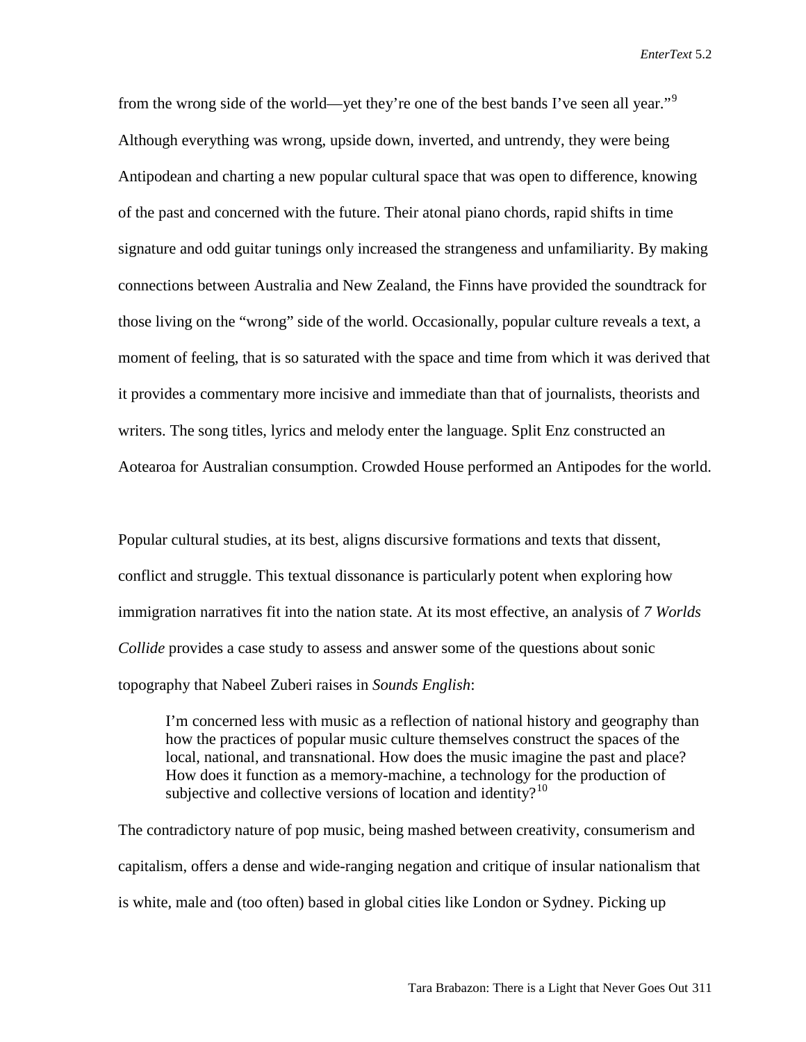from the wrong side of the world—yet they're one of the best bands I've seen all year."[9] Although everything was wrong, upside down, inverted, and untrendy, they were being Antipodean and charting a new popular cultural space that was open to difference, knowing of the past and concerned with the future. Their atonal piano chords, rapid shifts in time signature and odd guitar tunings only increased the strangeness and unfamiliarity. By making connections between Australia and New Zealand, the Finns have provided the soundtrack for those living on the "wrong" side of the world. Occasionally, popular culture reveals a text, a moment of feeling, that is so saturated with the space and time from which it was derived that it provides a commentary more incisive and immediate than that of journalists, theorists and writers. The song titles, lyrics and melody enter the language. Split Enz constructed an Aotearoa for Australian consumption. Crowded House performed an Antipodes for the world.

Popular cultural studies, at its best, aligns discursive formations and texts that dissent, conflict and struggle. This textual dissonance is particularly potent when exploring how immigration narratives fit into the nation state. At its most effective, an analysis of *7 Worlds Collide* provides a case study to assess and answer some of the questions about sonic topography that Nabeel Zuberi raises in *Sounds English*:

> I'm concerned less with music as a reflection of national history and geography than how the practices of popular music culture themselves construct the spaces of the local, national, and transnational. How does the music imagine the past and place? How does it function as a memory-machine, a technology for the production of subjective and collective versions of location and identity?[10]

The contradictory nature of pop music, being mashed between creativity, consumerism and capitalism, offers a dense and wide-ranging negation and critique of insular nationalism that is white, male and (too often) based in global cities like London or Sydney. Picking up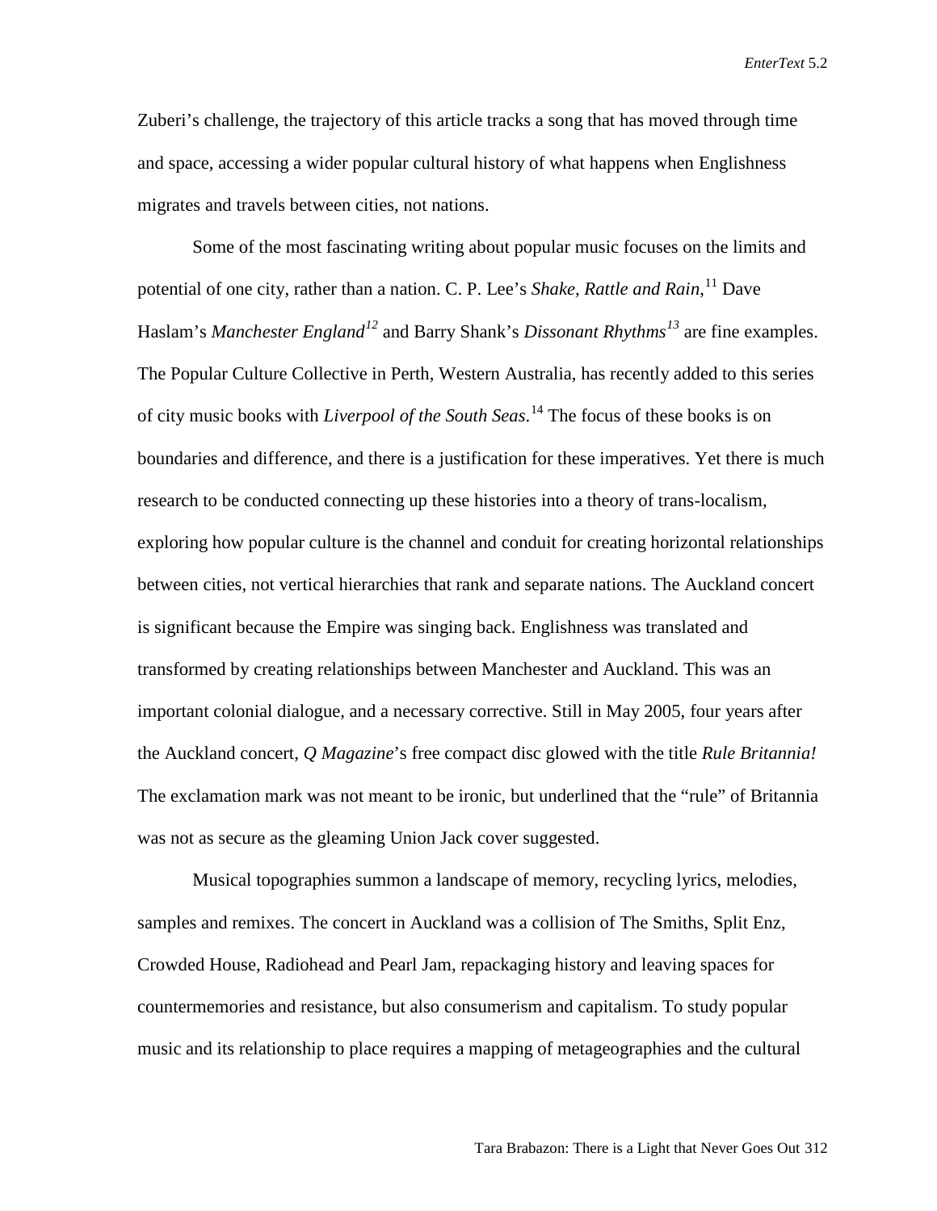Zuberi's challenge, the trajectory of this article tracks a song that has moved through time and space, accessing a wider popular cultural history of what happens when Englishness migrates and travels between cities, not nations.

Some of the most fascinating writing about popular music focuses on the limits and potential of one city, rather than a nation. C. P. Lee's *Shake, Rattle and Rain*,[11] Dave Haslam's *Manchester England*[12] and Barry Shank's *Dissonant Rhythms*[13] are fine examples. The Popular Culture Collective in Perth, Western Australia, has recently added to this series of city music books with *Liverpool of the South Seas*.[14] The focus of these books is on boundaries and difference, and there is a justification for these imperatives. Yet there is much research to be conducted connecting up these histories into a theory of trans-localism, exploring how popular culture is the channel and conduit for creating horizontal relationships between cities, not vertical hierarchies that rank and separate nations. The Auckland concert is significant because the Empire was singing back. Englishness was translated and transformed by creating relationships between Manchester and Auckland. This was an important colonial dialogue, and a necessary corrective. Still in May 2005, four years after the Auckland concert, *Q Magazine*'s free compact disc glowed with the title *Rule Britannia!* The exclamation mark was not meant to be ironic, but underlined that the "rule" of Britannia was not as secure as the gleaming Union Jack cover suggested.

Musical topographies summon a landscape of memory, recycling lyrics, melodies, samples and remixes. The concert in Auckland was a collision of The Smiths, Split Enz, Crowded House, Radiohead and Pearl Jam, repackaging history and leaving spaces for countermemories and resistance, but also consumerism and capitalism. To study popular music and its relationship to place requires a mapping of metageographies and the cultural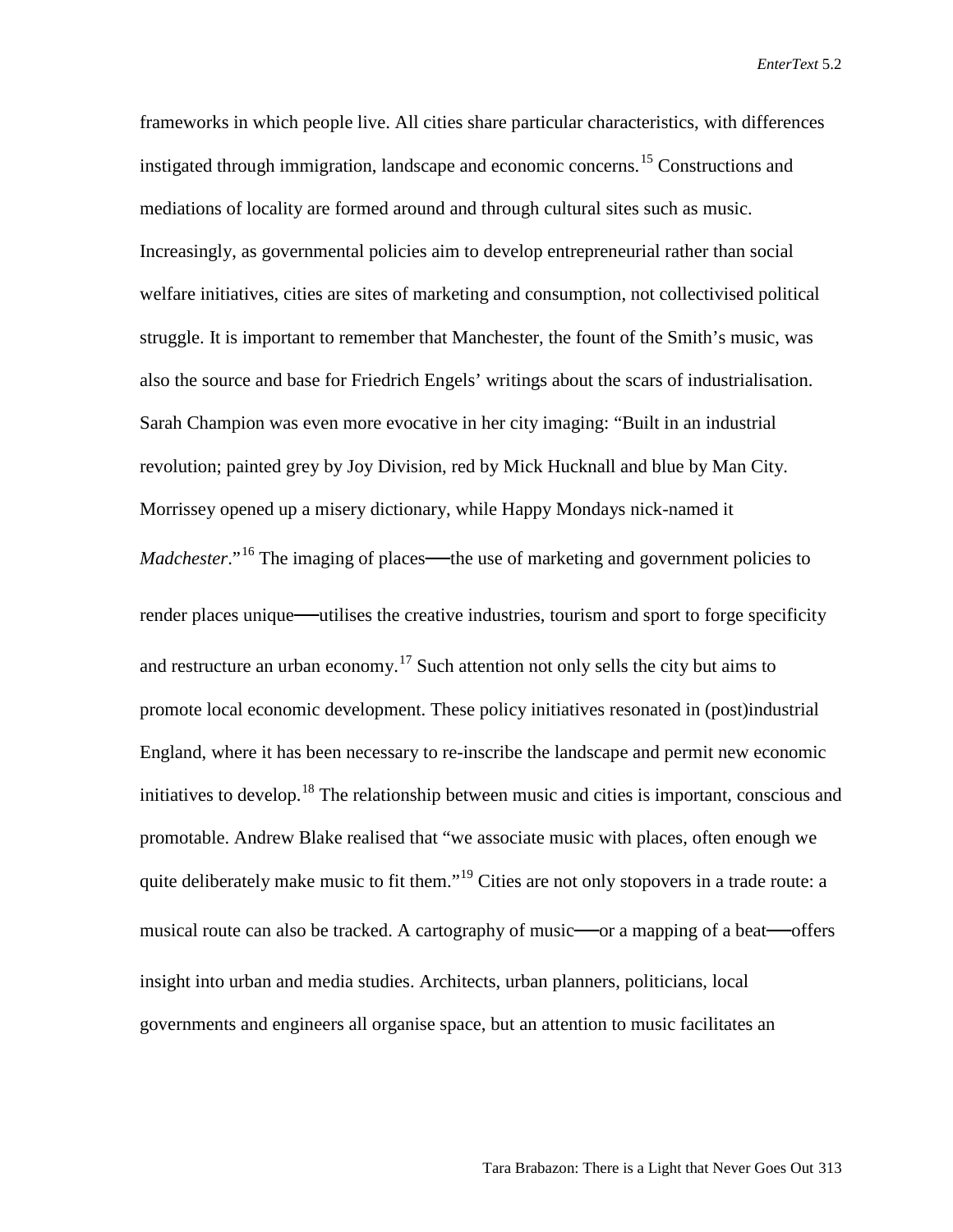frameworks in which people live. All cities share particular characteristics, with differences instigated through immigration, landscape and economic concerns.[15] Constructions and mediations of locality are formed around and through cultural sites such as music. Increasingly, as governmental policies aim to develop entrepreneurial rather than social welfare initiatives, cities are sites of marketing and consumption, not collectivised political struggle. It is important to remember that Manchester, the fount of the Smith's music, was also the source and base for Friedrich Engels' writings about the scars of industrialisation. Sarah Champion was even more evocative in her city imaging: "Built in an industrial revolution; painted grey by Joy Division, red by Mick Hucknall and blue by Man City. Morrissey opened up a misery dictionary, while Happy Mondays nick-named it *Madchester*."[16] The imaging of places—the use of marketing and government policies to render places unique—utilises the creative industries, tourism and sport to forge specificity and restructure an urban economy.[17] Such attention not only sells the city but aims to promote local economic development. These policy initiatives resonated in (post)industrial England, where it has been necessary to re-inscribe the landscape and permit new economic initiatives to develop.[18] The relationship between music and cities is important, conscious and promotable. Andrew Blake realised that "we associate music with places, often enough we quite deliberately make music to fit them."[19] Cities are not only stopovers in a trade route: a musical route can also be tracked. A cartography of music—or a mapping of a beat—offers insight into urban and media studies. Architects, urban planners, politicians, local governments and engineers all organise space, but an attention to music facilitates an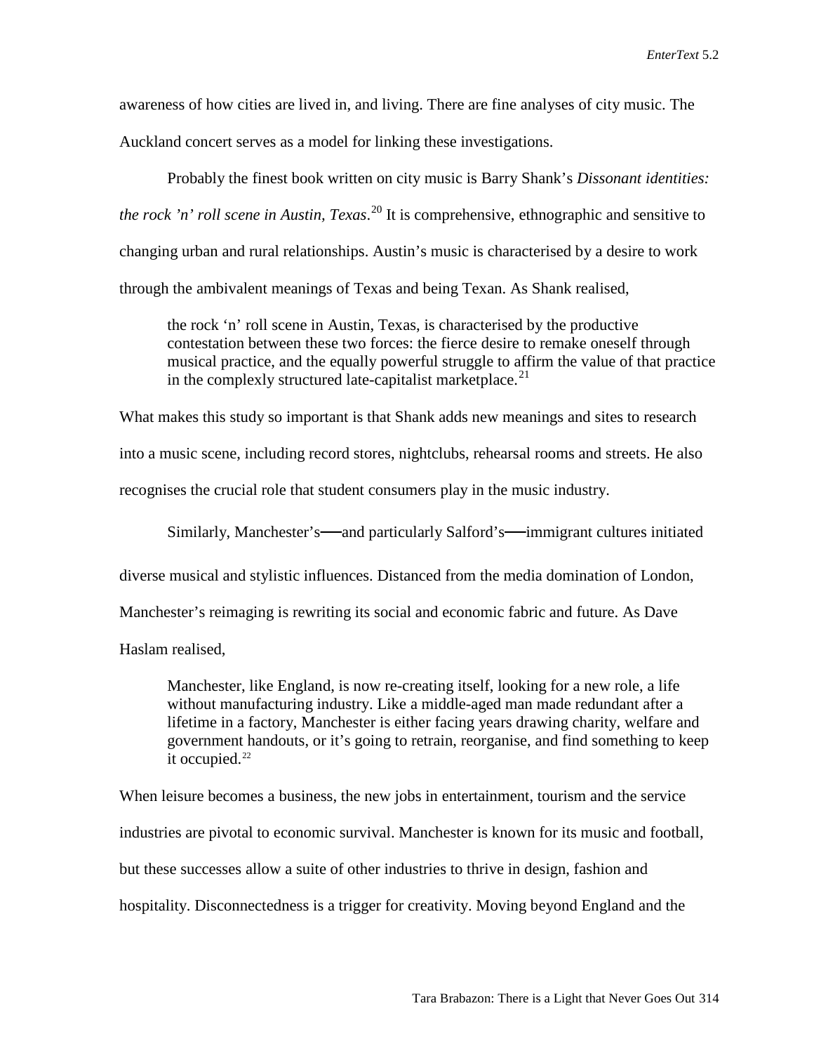awareness of how cities are lived in, and living. There are fine analyses of city music. The Auckland concert serves as a model for linking these investigations.

Probably the finest book written on city music is Barry Shank's *Dissonant identities: the rock 'n' roll scene in Austin, Texas*.[20] It is comprehensive, ethnographic and sensitive to changing urban and rural relationships. Austin's music is characterised by a desire to work through the ambivalent meanings of Texas and being Texan. As Shank realised,

> the rock 'n' roll scene in Austin, Texas, is characterised by the productive contestation between these two forces: the fierce desire to remake oneself through musical practice, and the equally powerful struggle to affirm the value of that practice in the complexly structured late-capitalist marketplace.[21]

What makes this study so important is that Shank adds new meanings and sites to research into a music scene, including record stores, nightclubs, rehearsal rooms and streets. He also recognises the crucial role that student consumers play in the music industry.

Similarly, Manchester's—and particularly Salford's—immigrant cultures initiated diverse musical and stylistic influences. Distanced from the media domination of London, Manchester's reimaging is rewriting its social and economic fabric and future. As Dave Haslam realised,

> Manchester, like England, is now re-creating itself, looking for a new role, a life without manufacturing industry. Like a middle-aged man made redundant after a lifetime in a factory, Manchester is either facing years drawing charity, welfare and government handouts, or it's going to retrain, reorganise, and find something to keep it occupied.[22]

When leisure becomes a business, the new jobs in entertainment, tourism and the service industries are pivotal to economic survival. Manchester is known for its music and football, but these successes allow a suite of other industries to thrive in design, fashion and hospitality. Disconnectedness is a trigger for creativity. Moving beyond England and the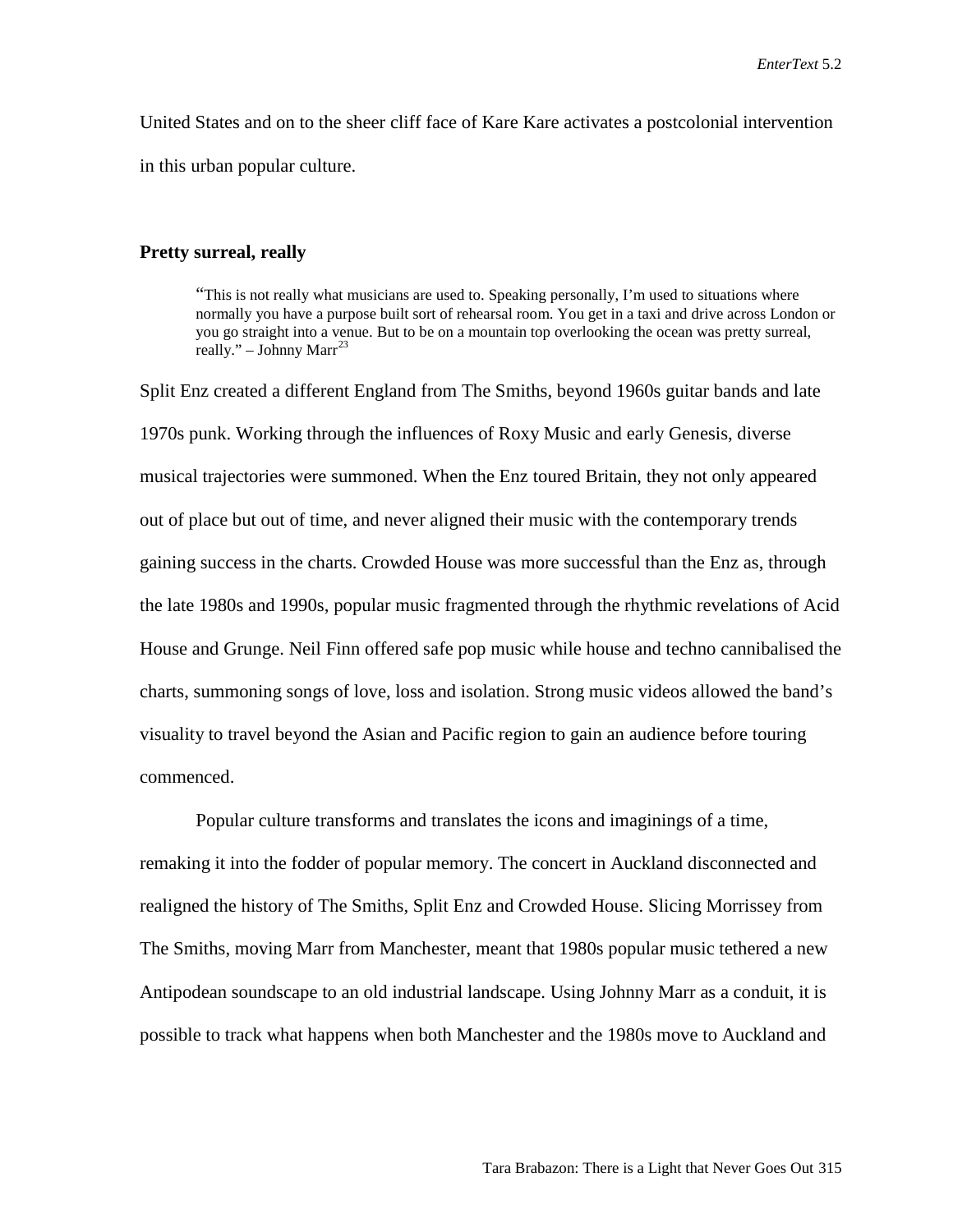United States and on to the sheer cliff face of Kare Kare activates a postcolonial intervention in this urban popular culture.

### Pretty surreal, really

> "This is not really what musicians are used to. Speaking personally, I'm used to situations where normally you have a purpose built sort of rehearsal room. You get in a taxi and drive across London or you go straight into a venue. But to be on a mountain top overlooking the ocean was pretty surreal, really." – Johnny Marr[23]

Split Enz created a different England from The Smiths, beyond 1960s guitar bands and late 1970s punk. Working through the influences of Roxy Music and early Genesis, diverse musical trajectories were summoned. When the Enz toured Britain, they not only appeared out of place but out of time, and never aligned their music with the contemporary trends gaining success in the charts. Crowded House was more successful than the Enz as, through the late 1980s and 1990s, popular music fragmented through the rhythmic revelations of Acid House and Grunge. Neil Finn offered safe pop music while house and techno cannibalised the charts, summoning songs of love, loss and isolation. Strong music videos allowed the band's visuality to travel beyond the Asian and Pacific region to gain an audience before touring commenced.

Popular culture transforms and translates the icons and imaginings of a time, remaking it into the fodder of popular memory. The concert in Auckland disconnected and realigned the history of The Smiths, Split Enz and Crowded House. Slicing Morrissey from The Smiths, moving Marr from Manchester, meant that 1980s popular music tethered a new Antipodean soundscape to an old industrial landscape. Using Johnny Marr as a conduit, it is possible to track what happens when both Manchester and the 1980s move to Auckland and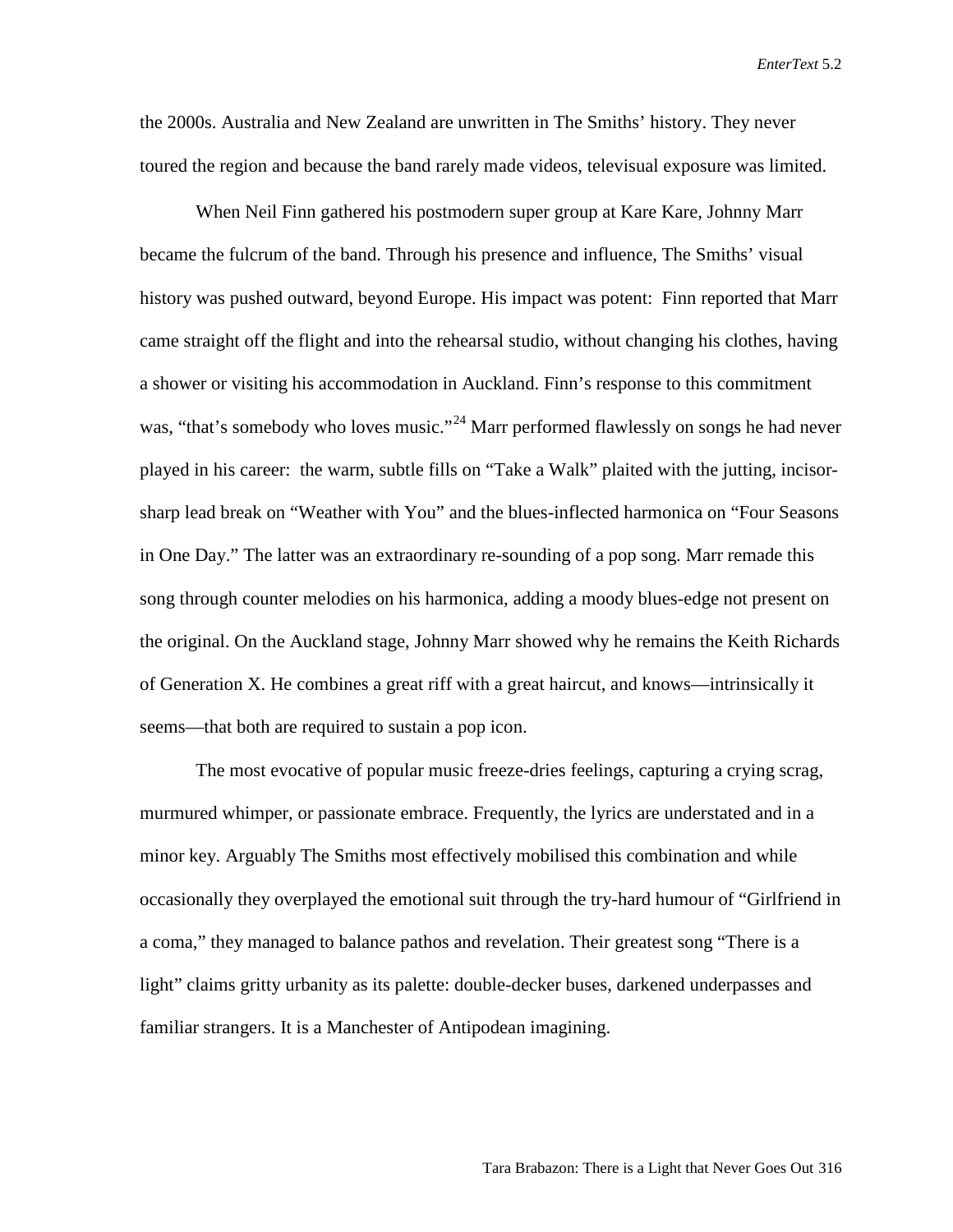the 2000s. Australia and New Zealand are unwritten in The Smiths' history. They never toured the region and because the band rarely made videos, televisual exposure was limited.

When Neil Finn gathered his postmodern super group at Kare Kare, Johnny Marr became the fulcrum of the band. Through his presence and influence, The Smiths' visual history was pushed outward, beyond Europe. His impact was potent: Finn reported that Marr came straight off the flight and into the rehearsal studio, without changing his clothes, having a shower or visiting his accommodation in Auckland. Finn's response to this commitment was, "that's somebody who loves music."[24] Marr performed flawlessly on songs he had never played in his career: the warm, subtle fills on "Take a Walk" plaited with the jutting, incisor-sharp lead break on "Weather with You" and the blues-inflected harmonica on "Four Seasons in One Day." The latter was an extraordinary re-sounding of a pop song. Marr remade this song through counter melodies on his harmonica, adding a moody blues-edge not present on the original. On the Auckland stage, Johnny Marr showed why he remains the Keith Richards of Generation X. He combines a great riff with a great haircut, and knows—intrinsically it seems—that both are required to sustain a pop icon.

The most evocative of popular music freeze-dries feelings, capturing a crying scrag, murmured whimper, or passionate embrace. Frequently, the lyrics are understated and in a minor key. Arguably The Smiths most effectively mobilised this combination and while occasionally they overplayed the emotional suit through the try-hard humour of "Girlfriend in a coma," they managed to balance pathos and revelation. Their greatest song "There is a light" claims gritty urbanity as its palette: double-decker buses, darkened underpasses and familiar strangers. It is a Manchester of Antipodean imagining.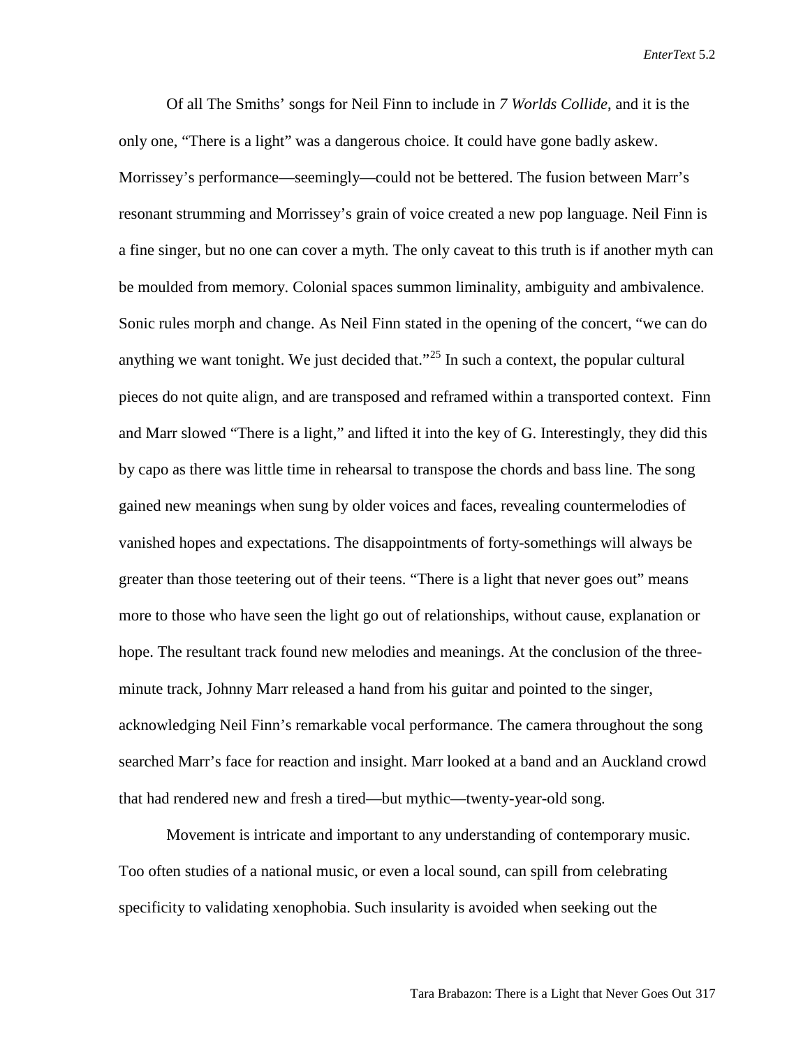Of all The Smiths' songs for Neil Finn to include in *7 Worlds Collide*, and it is the only one, "There is a light" was a dangerous choice. It could have gone badly askew. Morrissey's performance—seemingly—could not be bettered. The fusion between Marr's resonant strumming and Morrissey's grain of voice created a new pop language. Neil Finn is a fine singer, but no one can cover a myth. The only caveat to this truth is if another myth can be moulded from memory. Colonial spaces summon liminality, ambiguity and ambivalence. Sonic rules morph and change. As Neil Finn stated in the opening of the concert, "we can do anything we want tonight. We just decided that."[25] In such a context, the popular cultural pieces do not quite align, and are transposed and reframed within a transported context. Finn and Marr slowed "There is a light," and lifted it into the key of G. Interestingly, they did this by capo as there was little time in rehearsal to transpose the chords and bass line. The song gained new meanings when sung by older voices and faces, revealing countermelodies of vanished hopes and expectations. The disappointments of forty-somethings will always be greater than those teetering out of their teens. "There is a light that never goes out" means more to those who have seen the light go out of relationships, without cause, explanation or hope. The resultant track found new melodies and meanings. At the conclusion of the three-minute track, Johnny Marr released a hand from his guitar and pointed to the singer, acknowledging Neil Finn's remarkable vocal performance. The camera throughout the song searched Marr's face for reaction and insight. Marr looked at a band and an Auckland crowd that had rendered new and fresh a tired—but mythic—twenty-year-old song.

Movement is intricate and important to any understanding of contemporary music. Too often studies of a national music, or even a local sound, can spill from celebrating specificity to validating xenophobia. Such insularity is avoided when seeking out the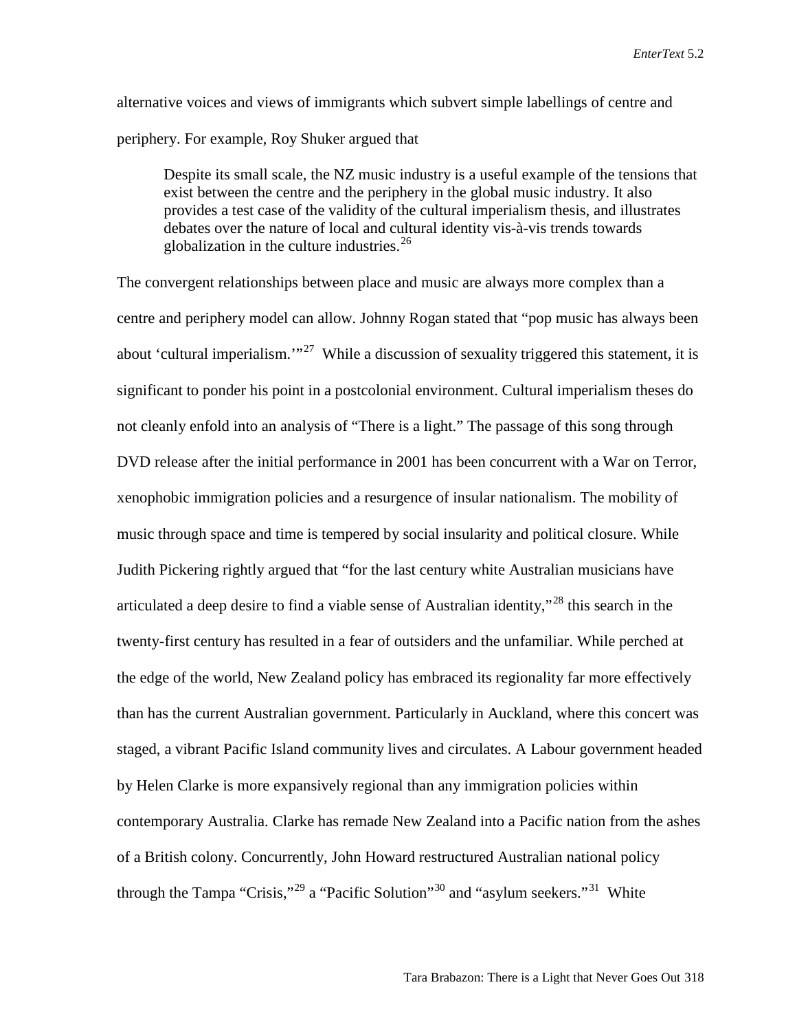alternative voices and views of immigrants which subvert simple labellings of centre and periphery. For example, Roy Shuker argued that

> Despite its small scale, the NZ music industry is a useful example of the tensions that exist between the centre and the periphery in the global music industry. It also provides a test case of the validity of the cultural imperialism thesis, and illustrates debates over the nature of local and cultural identity vis-à-vis trends towards globalization in the culture industries.[26]

The convergent relationships between place and music are always more complex than a centre and periphery model can allow. Johnny Rogan stated that "pop music has always been about 'cultural imperialism.'"[27] While a discussion of sexuality triggered this statement, it is significant to ponder his point in a postcolonial environment. Cultural imperialism theses do not cleanly enfold into an analysis of "There is a light." The passage of this song through DVD release after the initial performance in 2001 has been concurrent with a War on Terror, xenophobic immigration policies and a resurgence of insular nationalism. The mobility of music through space and time is tempered by social insularity and political closure. While Judith Pickering rightly argued that "for the last century white Australian musicians have articulated a deep desire to find a viable sense of Australian identity,"[28] this search in the twenty-first century has resulted in a fear of outsiders and the unfamiliar. While perched at the edge of the world, New Zealand policy has embraced its regionality far more effectively than has the current Australian government. Particularly in Auckland, where this concert was staged, a vibrant Pacific Island community lives and circulates. A Labour government headed by Helen Clarke is more expansively regional than any immigration policies within contemporary Australia. Clarke has remade New Zealand into a Pacific nation from the ashes of a British colony. Concurrently, John Howard restructured Australian national policy through the Tampa "Crisis,"[29] a "Pacific Solution"[30] and "asylum seekers."[31] White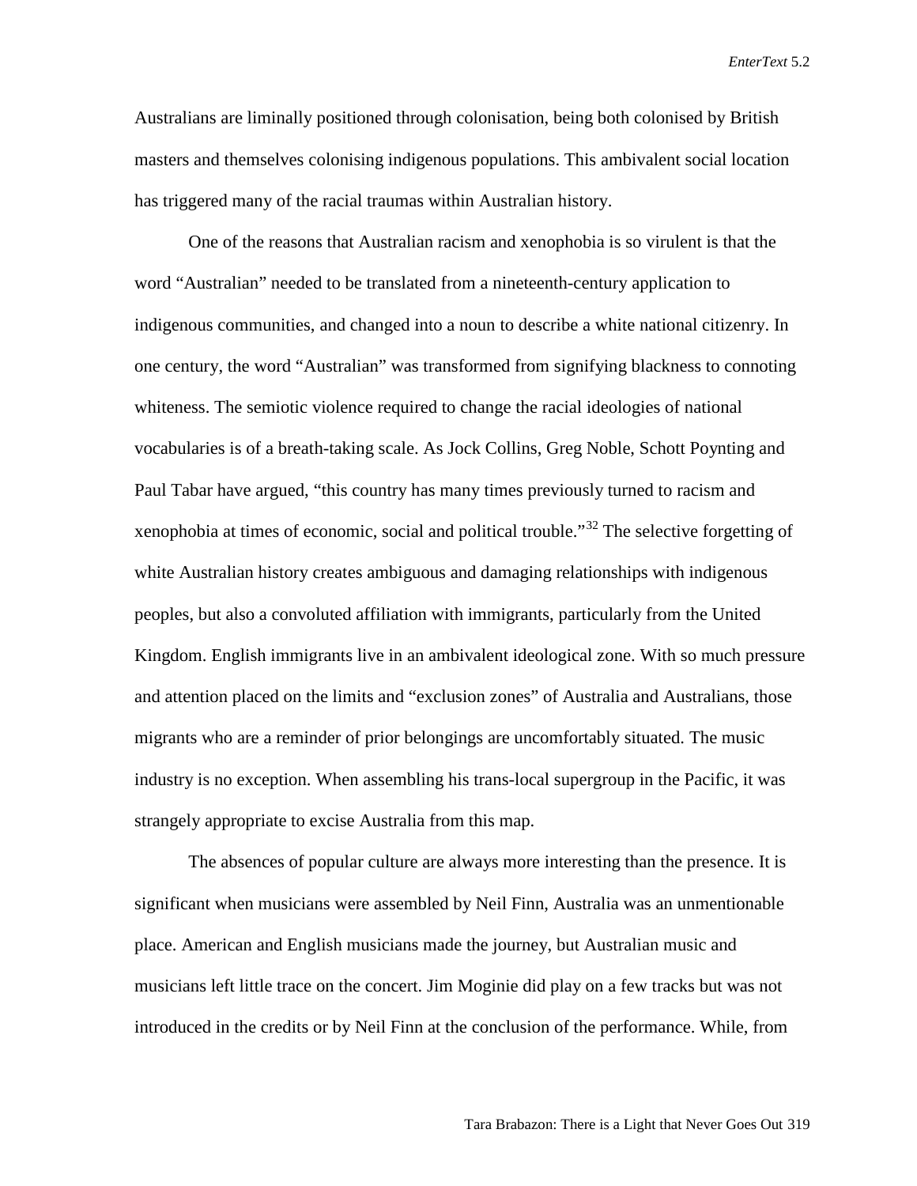Australians are liminally positioned through colonisation, being both colonised by British masters and themselves colonising indigenous populations. This ambivalent social location has triggered many of the racial traumas within Australian history.

One of the reasons that Australian racism and xenophobia is so virulent is that the word "Australian" needed to be translated from a nineteenth-century application to indigenous communities, and changed into a noun to describe a white national citizenry. In one century, the word "Australian" was transformed from signifying blackness to connoting whiteness. The semiotic violence required to change the racial ideologies of national vocabularies is of a breath-taking scale. As Jock Collins, Greg Noble, Schott Poynting and Paul Tabar have argued, "this country has many times previously turned to racism and xenophobia at times of economic, social and political trouble."[32] The selective forgetting of white Australian history creates ambiguous and damaging relationships with indigenous peoples, but also a convoluted affiliation with immigrants, particularly from the United Kingdom. English immigrants live in an ambivalent ideological zone. With so much pressure and attention placed on the limits and "exclusion zones" of Australia and Australians, those migrants who are a reminder of prior belongings are uncomfortably situated. The music industry is no exception. When assembling his trans-local supergroup in the Pacific, it was strangely appropriate to excise Australia from this map.

The absences of popular culture are always more interesting than the presence. It is significant when musicians were assembled by Neil Finn, Australia was an unmentionable place. American and English musicians made the journey, but Australian music and musicians left little trace on the concert. Jim Moginie did play on a few tracks but was not introduced in the credits or by Neil Finn at the conclusion of the performance. While, from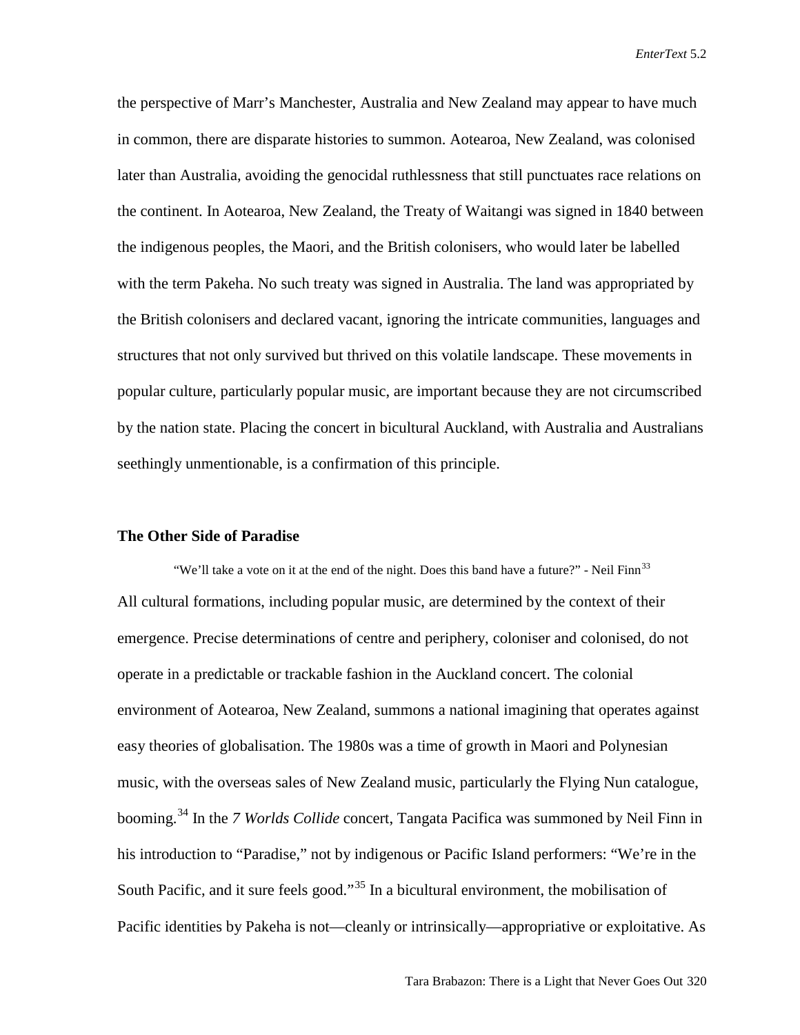the perspective of Marr's Manchester, Australia and New Zealand may appear to have much in common, there are disparate histories to summon. Aotearoa, New Zealand, was colonised later than Australia, avoiding the genocidal ruthlessness that still punctuates race relations on the continent. In Aotearoa, New Zealand, the Treaty of Waitangi was signed in 1840 between the indigenous peoples, the Maori, and the British colonisers, who would later be labelled with the term Pakeha. No such treaty was signed in Australia. The land was appropriated by the British colonisers and declared vacant, ignoring the intricate communities, languages and structures that not only survived but thrived on this volatile landscape. These movements in popular culture, particularly popular music, are important because they are not circumscribed by the nation state. Placing the concert in bicultural Auckland, with Australia and Australians seethingly unmentionable, is a confirmation of this principle.

### The Other Side of Paradise

"We'll take a vote on it at the end of the night. Does this band have a future?" - Neil Finn[33]

All cultural formations, including popular music, are determined by the context of their emergence. Precise determinations of centre and periphery, coloniser and colonised, do not operate in a predictable or trackable fashion in the Auckland concert. The colonial environment of Aotearoa, New Zealand, summons a national imagining that operates against easy theories of globalisation. The 1980s was a time of growth in Maori and Polynesian music, with the overseas sales of New Zealand music, particularly the Flying Nun catalogue, booming.[34] In the *7 Worlds Collide* concert, Tangata Pacifica was summoned by Neil Finn in his introduction to "Paradise," not by indigenous or Pacific Island performers: "We're in the South Pacific, and it sure feels good."[35] In a bicultural environment, the mobilisation of Pacific identities by Pakeha is not—cleanly or intrinsically—appropriative or exploitative. As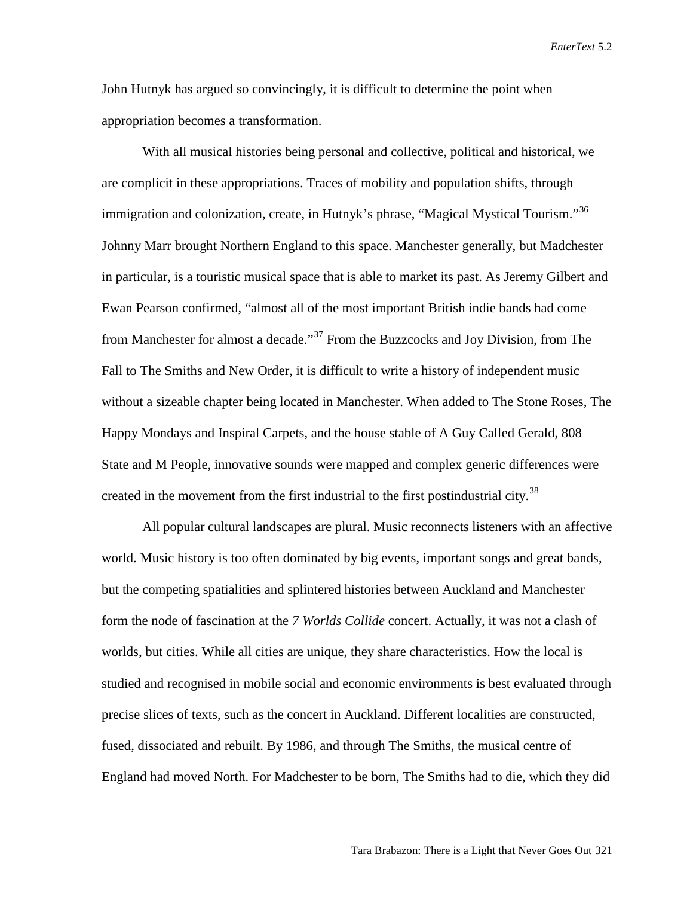John Hutnyk has argued so convincingly, it is difficult to determine the point when appropriation becomes a transformation.

With all musical histories being personal and collective, political and historical, we are complicit in these appropriations. Traces of mobility and population shifts, through immigration and colonization, create, in Hutnyk's phrase, "Magical Mystical Tourism."[36] Johnny Marr brought Northern England to this space. Manchester generally, but Madchester in particular, is a touristic musical space that is able to market its past. As Jeremy Gilbert and Ewan Pearson confirmed, "almost all of the most important British indie bands had come from Manchester for almost a decade."[37] From the Buzzcocks and Joy Division, from The Fall to The Smiths and New Order, it is difficult to write a history of independent music without a sizeable chapter being located in Manchester. When added to The Stone Roses, The Happy Mondays and Inspiral Carpets, and the house stable of A Guy Called Gerald, 808 State and M People, innovative sounds were mapped and complex generic differences were created in the movement from the first industrial to the first postindustrial city.[38]

All popular cultural landscapes are plural. Music reconnects listeners with an affective world. Music history is too often dominated by big events, important songs and great bands, but the competing spatialities and splintered histories between Auckland and Manchester form the node of fascination at the *7 Worlds Collide* concert. Actually, it was not a clash of worlds, but cities. While all cities are unique, they share characteristics. How the local is studied and recognised in mobile social and economic environments is best evaluated through precise slices of texts, such as the concert in Auckland. Different localities are constructed, fused, dissociated and rebuilt. By 1986, and through The Smiths, the musical centre of England had moved North. For Madchester to be born, The Smiths had to die, which they did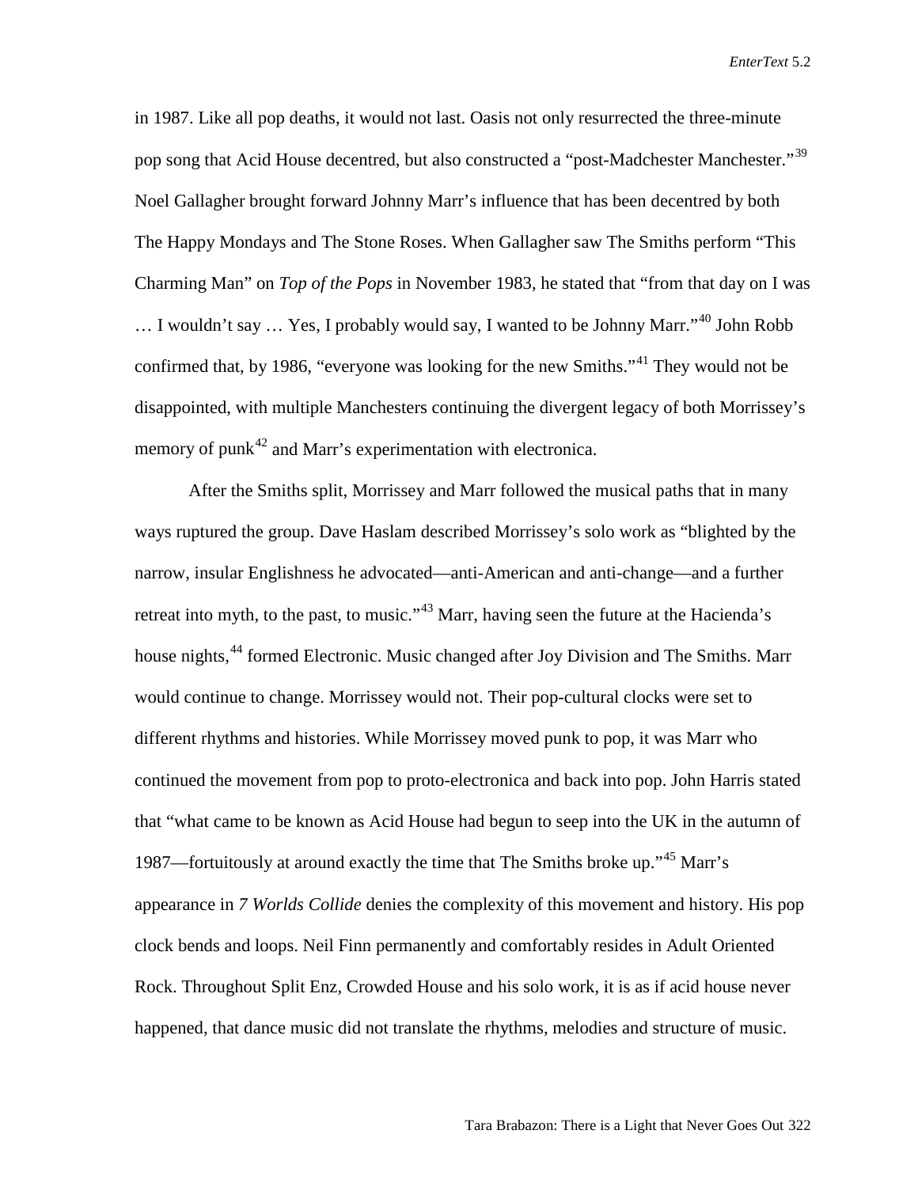in 1987. Like all pop deaths, it would not last. Oasis not only resurrected the three-minute pop song that Acid House decentred, but also constructed a "post-Madchester Manchester."[39] Noel Gallagher brought forward Johnny Marr's influence that has been decentred by both The Happy Mondays and The Stone Roses. When Gallagher saw The Smiths perform "This Charming Man" on *Top of the Pops* in November 1983, he stated that "from that day on I was … I wouldn't say … Yes, I probably would say, I wanted to be Johnny Marr."[40] John Robb confirmed that, by 1986, "everyone was looking for the new Smiths."[41] They would not be disappointed, with multiple Manchesters continuing the divergent legacy of both Morrissey's memory of punk[42] and Marr's experimentation with electronica.

After the Smiths split, Morrissey and Marr followed the musical paths that in many ways ruptured the group. Dave Haslam described Morrissey's solo work as "blighted by the narrow, insular Englishness he advocated—anti-American and anti-change—and a further retreat into myth, to the past, to music."[43] Marr, having seen the future at the Hacienda's house nights,[44] formed Electronic. Music changed after Joy Division and The Smiths. Marr would continue to change. Morrissey would not. Their pop-cultural clocks were set to different rhythms and histories. While Morrissey moved punk to pop, it was Marr who continued the movement from pop to proto-electronica and back into pop. John Harris stated that "what came to be known as Acid House had begun to seep into the UK in the autumn of 1987—fortuitously at around exactly the time that The Smiths broke up."[45] Marr's appearance in *7 Worlds Collide* denies the complexity of this movement and history. His pop clock bends and loops. Neil Finn permanently and comfortably resides in Adult Oriented Rock. Throughout Split Enz, Crowded House and his solo work, it is as if acid house never happened, that dance music did not translate the rhythms, melodies and structure of music.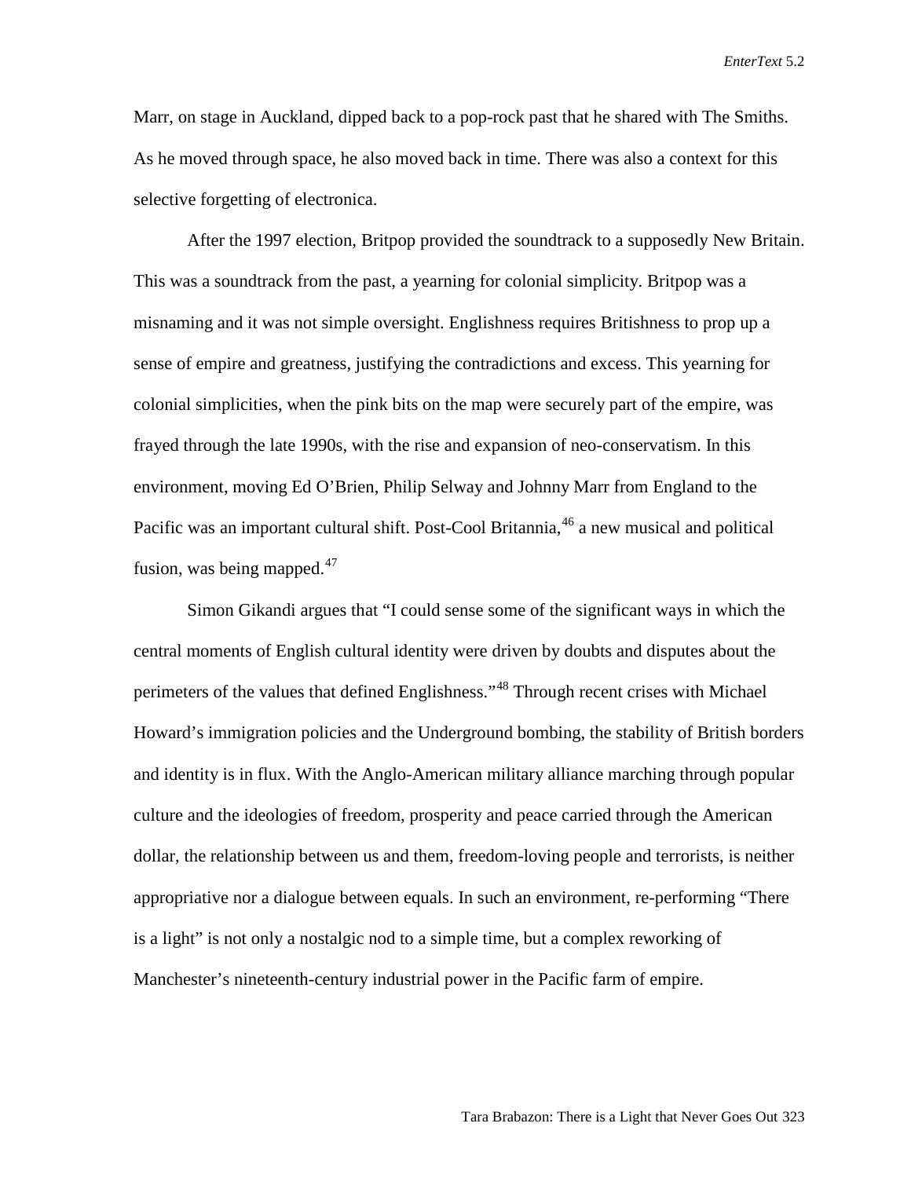Marr, on stage in Auckland, dipped back to a pop-rock past that he shared with The Smiths. As he moved through space, he also moved back in time. There was also a context for this selective forgetting of electronica.

After the 1997 election, Britpop provided the soundtrack to a supposedly New Britain. This was a soundtrack from the past, a yearning for colonial simplicity. Britpop was a misnaming and it was not simple oversight. Englishness requires Britishness to prop up a sense of empire and greatness, justifying the contradictions and excess. This yearning for colonial simplicities, when the pink bits on the map were securely part of the empire, was frayed through the late 1990s, with the rise and expansion of neo-conservatism. In this environment, moving Ed O'Brien, Philip Selway and Johnny Marr from England to the Pacific was an important cultural shift. Post-Cool Britannia,[46] a new musical and political fusion, was being mapped.[47]

Simon Gikandi argues that "I could sense some of the significant ways in which the central moments of English cultural identity were driven by doubts and disputes about the perimeters of the values that defined Englishness."[48] Through recent crises with Michael Howard's immigration policies and the Underground bombing, the stability of British borders and identity is in flux. With the Anglo-American military alliance marching through popular culture and the ideologies of freedom, prosperity and peace carried through the American dollar, the relationship between us and them, freedom-loving people and terrorists, is neither appropriative nor a dialogue between equals. In such an environment, re-performing "There is a light" is not only a nostalgic nod to a simple time, but a complex reworking of Manchester's nineteenth-century industrial power in the Pacific farm of empire.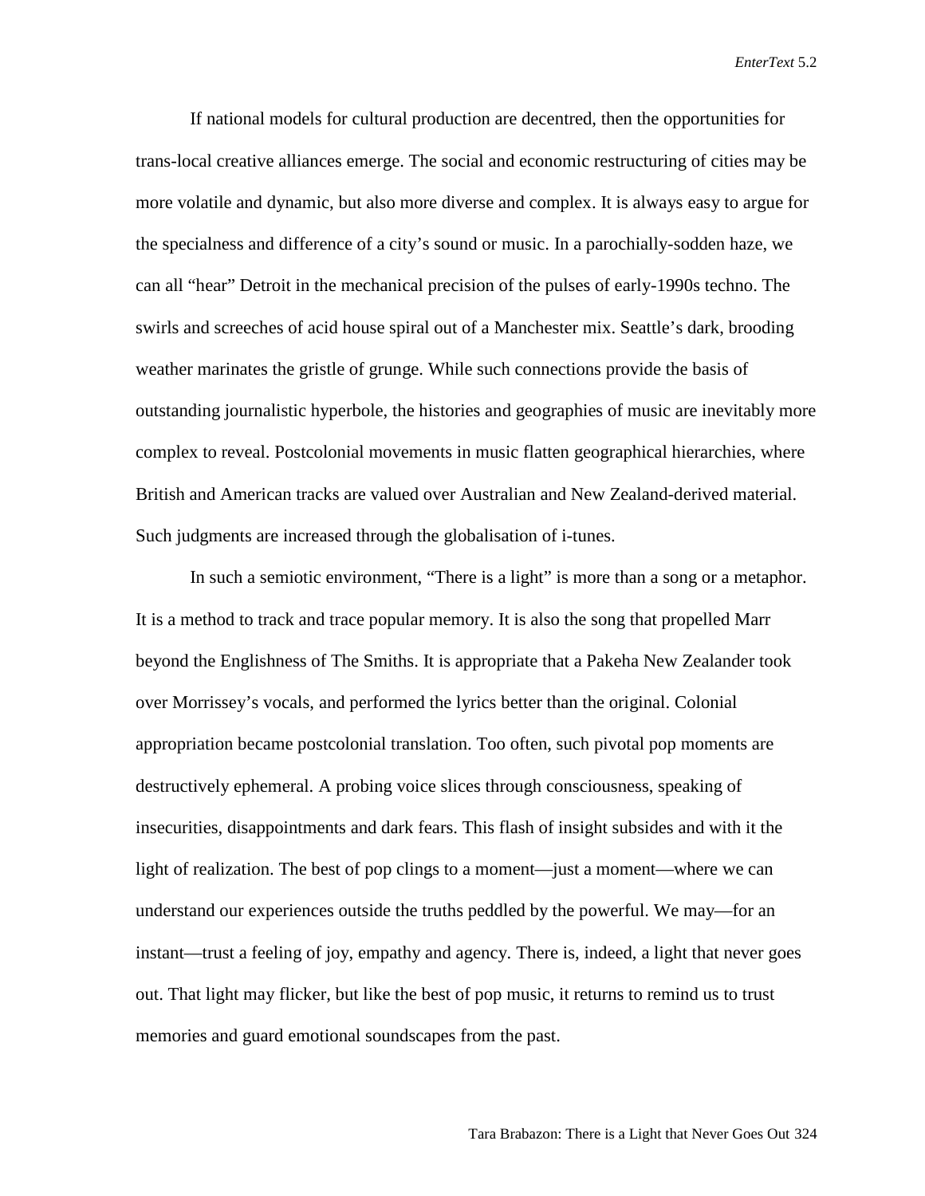If national models for cultural production are decentred, then the opportunities for trans-local creative alliances emerge. The social and economic restructuring of cities may be more volatile and dynamic, but also more diverse and complex. It is always easy to argue for the specialness and difference of a city's sound or music. In a parochially-sodden haze, we can all "hear" Detroit in the mechanical precision of the pulses of early-1990s techno. The swirls and screeches of acid house spiral out of a Manchester mix. Seattle's dark, brooding weather marinates the gristle of grunge. While such connections provide the basis of outstanding journalistic hyperbole, the histories and geographies of music are inevitably more complex to reveal. Postcolonial movements in music flatten geographical hierarchies, where British and American tracks are valued over Australian and New Zealand-derived material. Such judgments are increased through the globalisation of i-tunes.

In such a semiotic environment, "There is a light" is more than a song or a metaphor. It is a method to track and trace popular memory. It is also the song that propelled Marr beyond the Englishness of The Smiths. It is appropriate that a Pakeha New Zealander took over Morrissey's vocals, and performed the lyrics better than the original. Colonial appropriation became postcolonial translation. Too often, such pivotal pop moments are destructively ephemeral. A probing voice slices through consciousness, speaking of insecurities, disappointments and dark fears. This flash of insight subsides and with it the light of realization. The best of pop clings to a moment—just a moment—where we can understand our experiences outside the truths peddled by the powerful. We may—for an instant—trust a feeling of joy, empathy and agency. There is, indeed, a light that never goes out. That light may flicker, but like the best of pop music, it returns to remind us to trust memories and guard emotional soundscapes from the past.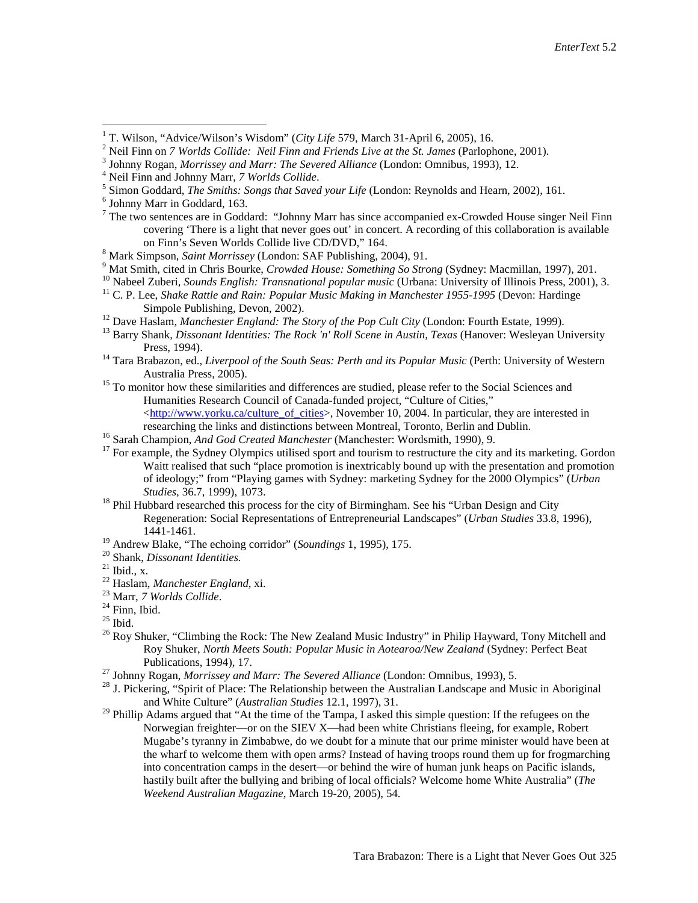[1] T. Wilson, "Advice/Wilson's Wisdom" (*City Life* 579, March 31-April 6, 2005), 16.

[2] Neil Finn on *7 Worlds Collide: Neil Finn and Friends Live at the St. James* (Parlophone, 2001).

[3] Johnny Rogan, *Morrissey and Marr: The Severed Alliance* (London: Omnibus, 1993), 12.

[4] Neil Finn and Johnny Marr, *7 Worlds Collide*.

[5] Simon Goddard, *The Smiths: Songs that Saved your Life* (London: Reynolds and Hearn, 2002), 161.

[6] Johnny Marr in Goddard, 163.

[7] The two sentences are in Goddard: "Johnny Marr has since accompanied ex-Crowded House singer Neil Finn covering 'There is a light that never goes out' in concert. A recording of this collaboration is available on Finn's Seven Worlds Collide live CD/DVD," 164.

[8] Mark Simpson, *Saint Morrissey* (London: SAF Publishing, 2004), 91.

[9] Mat Smith, cited in Chris Bourke, *Crowded House: Something So Strong* (Sydney: Macmillan, 1997), 201.

[10] Nabeel Zuberi, *Sounds English: Transnational popular music* (Urbana: University of Illinois Press, 2001), 3.

[11] C. P. Lee, *Shake Rattle and Rain: Popular Music Making in Manchester 1955-1995* (Devon: Hardinge Simpole Publishing, Devon, 2002).

[12] Dave Haslam, *Manchester England: The Story of the Pop Cult City* (London: Fourth Estate, 1999).

[13] Barry Shank, *Dissonant Identities: The Rock 'n' Roll Scene in Austin, Texas* (Hanover: Wesleyan University Press, 1994).

[14] Tara Brabazon, ed., *Liverpool of the South Seas: Perth and its Popular Music* (Perth: University of Western Australia Press, 2005).

[15] To monitor how these similarities and differences are studied, please refer to the Social Sciences and Humanities Research Council of Canada-funded project, "Culture of Cities," <http://www.yorku.ca/culture_of_cities>, November 10, 2004. In particular, they are interested in researching the links and distinctions between Montreal, Toronto, Berlin and Dublin.

[16] Sarah Champion, *And God Created Manchester* (Manchester: Wordsmith, 1990), 9.

[17] For example, the Sydney Olympics utilised sport and tourism to restructure the city and its marketing. Gordon Waitt realised that such "place promotion is inextricably bound up with the presentation and promotion of ideology;" from "Playing games with Sydney: marketing Sydney for the 2000 Olympics" (*Urban Studies*, 36.7, 1999), 1073.

[18] Phil Hubbard researched this process for the city of Birmingham. See his "Urban Design and City Regeneration: Social Representations of Entrepreneurial Landscapes" (*Urban Studies* 33.8, 1996), 1441-1461.

[19] Andrew Blake, "The echoing corridor" (*Soundings* 1, 1995), 175.

[20] Shank, *Dissonant Identities.*

[21] Ibid., x.

[22] Haslam, *Manchester England*, xi.

[23] Marr, *7 Worlds Collide*.

[24] Finn, Ibid.

[25] Ibid.

[26] Roy Shuker, "Climbing the Rock: The New Zealand Music Industry" in Philip Hayward, Tony Mitchell and Roy Shuker, *North Meets South: Popular Music in Aotearoa/New Zealand* (Sydney: Perfect Beat Publications, 1994), 17.

[27] Johnny Rogan, *Morrissey and Marr: The Severed Alliance* (London: Omnibus, 1993), 5.

[28] J. Pickering, "Spirit of Place: The Relationship between the Australian Landscape and Music in Aboriginal and White Culture" (*Australian Studies* 12.1, 1997), 31.

[29] Phillip Adams argued that "At the time of the Tampa, I asked this simple question: If the refugees on the Norwegian freighter—or on the SIEV X—had been white Christians fleeing, for example, Robert Mugabe's tyranny in Zimbabwe, do we doubt for a minute that our prime minister would have been at the wharf to welcome them with open arms? Instead of having troops round them up for frogmarching into concentration camps in the desert—or behind the wire of human junk heaps on Pacific islands, hastily built after the bullying and bribing of local officials? Welcome home White Australia" (*The Weekend Australian Magazine*, March 19-20, 2005), 54.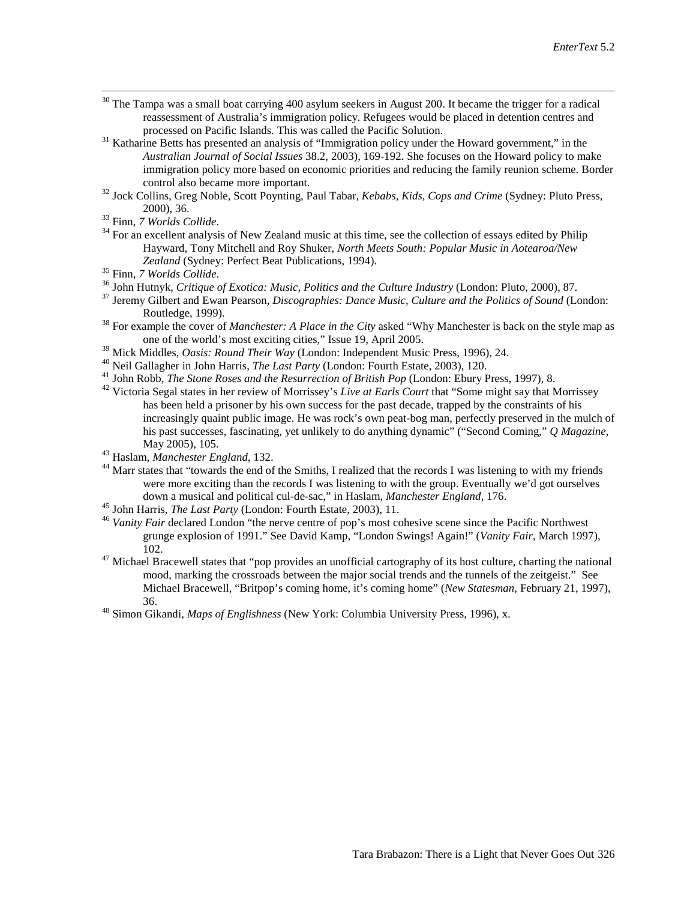[30] The Tampa was a small boat carrying 400 asylum seekers in August 200. It became the trigger for a radical reassessment of Australia's immigration policy. Refugees would be placed in detention centres and processed on Pacific Islands. This was called the Pacific Solution.

[31] Katharine Betts has presented an analysis of "Immigration policy under the Howard government," in the *Australian Journal of Social Issues* 38.2, 2003), 169-192. She focuses on the Howard policy to make immigration policy more based on economic priorities and reducing the family reunion scheme. Border control also became more important.

[32] Jock Collins, Greg Noble, Scott Poynting, Paul Tabar, *Kebabs, Kids, Cops and Crime* (Sydney: Pluto Press, 2000), 36.

[33] Finn, *7 Worlds Collide*.

[34] For an excellent analysis of New Zealand music at this time, see the collection of essays edited by Philip Hayward, Tony Mitchell and Roy Shuker, *North Meets South: Popular Music in Aotearoa/New Zealand* (Sydney: Perfect Beat Publications, 1994).

[35] Finn, *7 Worlds Collide*.

[36] John Hutnyk, *Critique of Exotica: Music, Politics and the Culture Industry* (London: Pluto, 2000), 87.

[37] Jeremy Gilbert and Ewan Pearson, *Discographies: Dance Music, Culture and the Politics of Sound* (London: Routledge, 1999).

[38] For example the cover of *Manchester: A Place in the City* asked "Why Manchester is back on the style map as one of the world's most exciting cities," Issue 19, April 2005.

[39] Mick Middles, *Oasis: Round Their Way* (London: Independent Music Press, 1996), 24.

[40] Neil Gallagher in John Harris, *The Last Party* (London: Fourth Estate, 2003), 120.

[41] John Robb, *The Stone Roses and the Resurrection of British Pop* (London: Ebury Press, 1997), 8.

[42] Victoria Segal states in her review of Morrissey's *Live at Earls Court* that "Some might say that Morrissey has been held a prisoner by his own success for the past decade, trapped by the constraints of his increasingly quaint public image. He was rock's own peat-bog man, perfectly preserved in the mulch of his past successes, fascinating, yet unlikely to do anything dynamic" ("Second Coming," *Q Magazine*, May 2005), 105.

[43] Haslam, *Manchester England*, 132.

[44] Marr states that "towards the end of the Smiths, I realized that the records I was listening to with my friends were more exciting than the records I was listening to with the group. Eventually we'd got ourselves down a musical and political cul-de-sac," in Haslam, *Manchester England*, 176.

[45] John Harris, *The Last Party* (London: Fourth Estate, 2003), 11.

[46] *Vanity Fair* declared London "the nerve centre of pop's most cohesive scene since the Pacific Northwest grunge explosion of 1991." See David Kamp, "London Swings! Again!" (*Vanity Fair*, March 1997), 102.

[47] Michael Bracewell states that "pop provides an unofficial cartography of its host culture, charting the national mood, marking the crossroads between the major social trends and the tunnels of the zeitgeist." See Michael Bracewell, "Britpop's coming home, it's coming home" (*New Statesman*, February 21, 1997), 36.

[48] Simon Gikandi, *Maps of Englishness* (New York: Columbia University Press, 1996), x.